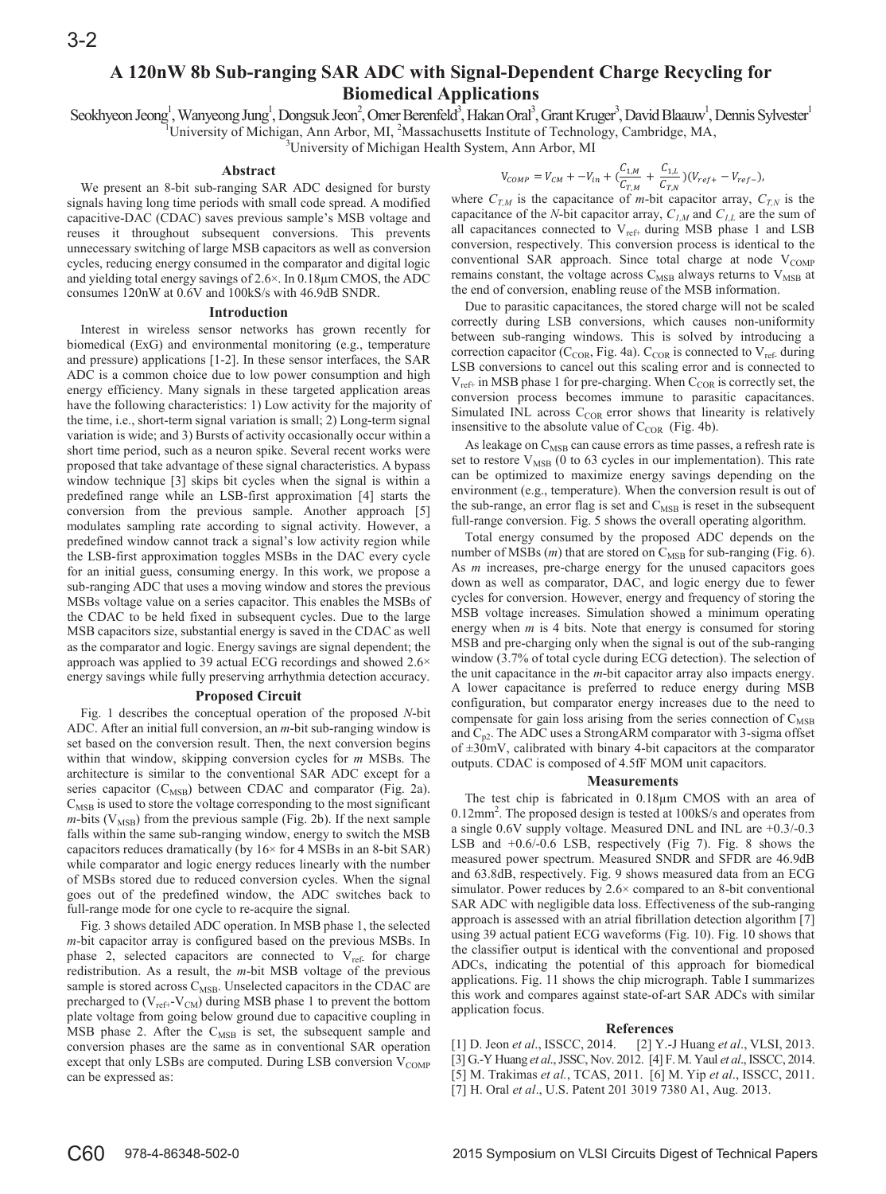# A 120nW 8b Sub-ranging SAR ADC with Signal-Dependent Charge Recycling for Biomedical Applications

Seokhyeon Jeong[1], Wanyeong Jung[1], Dongsuk Jeon[2], Omer Berenfeld[3], Hakan Oral[3], Grant Kruger[3], David Blaauw[1], Dennis Sylvester[1]

[1]University of Michigan, Ann Arbor, MI, [2]Massachusetts Institute of Technology, Cambridge, MA,

[3]University of Michigan Health System, Ann Arbor, MI

## Abstract

We present an 8-bit sub-ranging SAR ADC designed for bursty signals having long time periods with small code spread. A modified capacitive-DAC (CDAC) saves previous sample's MSB voltage and reuses it throughout subsequent conversions. This prevents unnecessary switching of large MSB capacitors as well as conversion cycles, reducing energy consumed in the comparator and digital logic and yielding total energy savings of 2.6×. In 0.18μm CMOS, the ADC consumes 120nW at 0.6V and 100kS/s with 46.9dB SNDR.

## Introduction

Interest in wireless sensor networks has grown recently for biomedical (ExG) and environmental monitoring (e.g., temperature and pressure) applications [1-2]. In these sensor interfaces, the SAR ADC is a common choice due to low power consumption and high energy efficiency. Many signals in these targeted application areas have the following characteristics: 1) Low activity for the majority of the time, i.e., short-term signal variation is small; 2) Long-term signal variation is wide; and 3) Bursts of activity occasionally occur within a short time period, such as a neuron spike. Several recent works were proposed that take advantage of these signal characteristics. A bypass window technique [3] skips bit cycles when the signal is within a predefined range while an LSB-first approximation [4] starts the conversion from the previous sample. Another approach [5] modulates sampling rate according to signal activity. However, a predefined window cannot track a signal's low activity region while the LSB-first approximation toggles MSBs in the DAC every cycle for an initial guess, consuming energy. In this work, we propose a sub-ranging ADC that uses a moving window and stores the previous MSBs voltage value on a series capacitor. This enables the MSBs of the CDAC to be held fixed in subsequent cycles. Due to the large MSB capacitors size, substantial energy is saved in the CDAC as well as the comparator and logic. Energy savings are signal dependent; the approach was applied to 39 actual ECG recordings and showed 2.6× energy savings while fully preserving arrhythmia detection accuracy.

## Proposed Circuit

Fig. 1 describes the conceptual operation of the proposed *N*-bit ADC. After an initial full conversion, an *m*-bit sub-ranging window is set based on the conversion result. Then, the next conversion begins within that window, skipping conversion cycles for *m* MSBs. The architecture is similar to the conventional SAR ADC except for a series capacitor ($C_{MSB}$) between CDAC and comparator (Fig. 2a). $C_{MSB}$ is used to store the voltage corresponding to the most significant *m*-bits ($V_{MSB}$) from the previous sample (Fig. 2b). If the next sample falls within the same sub-ranging window, energy to switch the MSB capacitors reduces dramatically (by 16× for 4 MSBs in an 8-bit SAR) while comparator and logic energy reduces linearly with the number of MSBs stored due to reduced conversion cycles. When the signal goes out of the predefined window, the ADC switches back to full-range mode for one cycle to re-acquire the signal.

Fig. 3 shows detailed ADC operation. In MSB phase 1, the selected *m*-bit capacitor array is configured based on the previous MSBs. In phase 2, selected capacitors are connected to $V_{ref-}$ for charge redistribution. As a result, the *m*-bit MSB voltage of the previous sample is stored across $C_{MSB}$. Unselected capacitors in the CDAC are precharged to ($V_{ref+}$-$V_{CM}$) during MSB phase 1 to prevent the bottom plate voltage from going below ground due to capacitive coupling in MSB phase 2. After the $C_{MSB}$ is set, the subsequent sample and conversion phases are the same as in conventional SAR operation except that only LSBs are computed. During LSB conversion $V_{COMP}$ can be expressed as:

$$V_{COMP} = V_{CM} + -V_{in} + \left(\frac{C_{1,M}}{C_{T,M}} + \frac{C_{1,L}}{C_{T,N}}\right)(V_{ref+} - V_{ref-}),$$

where $C_{T,M}$ is the capacitance of *m*-bit capacitor array, $C_{T,N}$ is the capacitance of the *N*-bit capacitor array, $C_{1,M}$ and $C_{1,L}$ are the sum of all capacitances connected to $V_{ref+}$ during MSB phase 1 and LSB conversion, respectively. This conversion process is identical to the conventional SAR approach. Since total charge at node $V_{COMP}$ remains constant, the voltage across $C_{MSB}$ always returns to $V_{MSB}$ at the end of conversion, enabling reuse of the MSB information.

Due to parasitic capacitances, the stored charge will not be scaled correctly during LSB conversions, which causes non-uniformity between sub-ranging windows. This is solved by introducing a correction capacitor ($C_{COR}$, Fig. 4a). $C_{COR}$ is connected to $V_{ref-}$ during LSB conversions to cancel out this scaling error and is connected to $V_{ref+}$ in MSB phase 1 for pre-charging. When $C_{COR}$ is correctly set, the conversion process becomes immune to parasitic capacitances. Simulated INL across $C_{COR}$ error shows that linearity is relatively insensitive to the absolute value of $C_{COR}$ (Fig. 4b).

As leakage on $C_{MSB}$ can cause errors as time passes, a refresh rate is set to restore $V_{MSB}$ (0 to 63 cycles in our implementation). This rate can be optimized to maximize energy savings depending on the environment (e.g., temperature). When the conversion result is out of the sub-range, an error flag is set and $C_{MSB}$ is reset in the subsequent full-range conversion. Fig. 5 shows the overall operating algorithm.

Total energy consumed by the proposed ADC depends on the number of MSBs (*m*) that are stored on $C_{MSB}$ for sub-ranging (Fig. 6). As *m* increases, pre-charge energy for the unused capacitors goes down as well as comparator, DAC, and logic energy due to fewer cycles for conversion. However, energy and frequency of storing the MSB voltage increases. Simulation showed a minimum operating energy when *m* is 4 bits. Note that energy is consumed for storing MSB and pre-charging only when the signal is out of the sub-ranging window (3.7% of total cycle during ECG detection). The selection of the unit capacitance in the *m*-bit capacitor array also impacts energy. A lower capacitance is preferred to reduce energy during MSB configuration, but comparator energy increases due to the need to compensate for gain loss arising from the series connection of $C_{MSB}$ and $C_{p2}$. The ADC uses a StrongARM comparator with 3-sigma offset of ±30mV, calibrated with binary 4-bit capacitors at the comparator outputs. CDAC is composed of 4.5fF MOM unit capacitors.

## Measurements

The test chip is fabricated in 0.18μm CMOS with an area of 0.12mm². The proposed design is tested at 100kS/s and operates from a single 0.6V supply voltage. Measured DNL and INL are +0.3/-0.3 LSB and +0.6/-0.6 LSB, respectively (Fig 7). Fig. 8 shows the measured power spectrum. Measured SNDR and SFDR are 46.9dB and 63.8dB, respectively. Fig. 9 shows measured data from an ECG simulator. Power reduces by 2.6× compared to an 8-bit conventional SAR ADC with negligible data loss. Effectiveness of the sub-ranging approach is assessed with an atrial fibrillation detection algorithm [7] using 39 actual patient ECG waveforms (Fig. 10). Fig. 10 shows that the classifier output is identical with the conventional and proposed ADCs, indicating the potential of this approach for biomedical applications. Fig. 11 shows the chip micrograph. Table I summarizes this work and compares against state-of-art SAR ADCs with similar application focus.

## References

[1] D. Jeon *et al*., ISSCC, 2014. [2] Y.-J Huang *et al*., VLSI, 2013.
[3] G.-Y Huang *et al*., JSSC, Nov. 2012. [4] F. M. Yaul *et al*., ISSCC, 2014.
[5] M. Trakimas *et al.*, TCAS, 2011. [6] M. Yip *et al*., ISSCC, 2011.
[7] H. Oral *et al*., U.S. Patent 201 3019 7380 A1, Aug. 2013.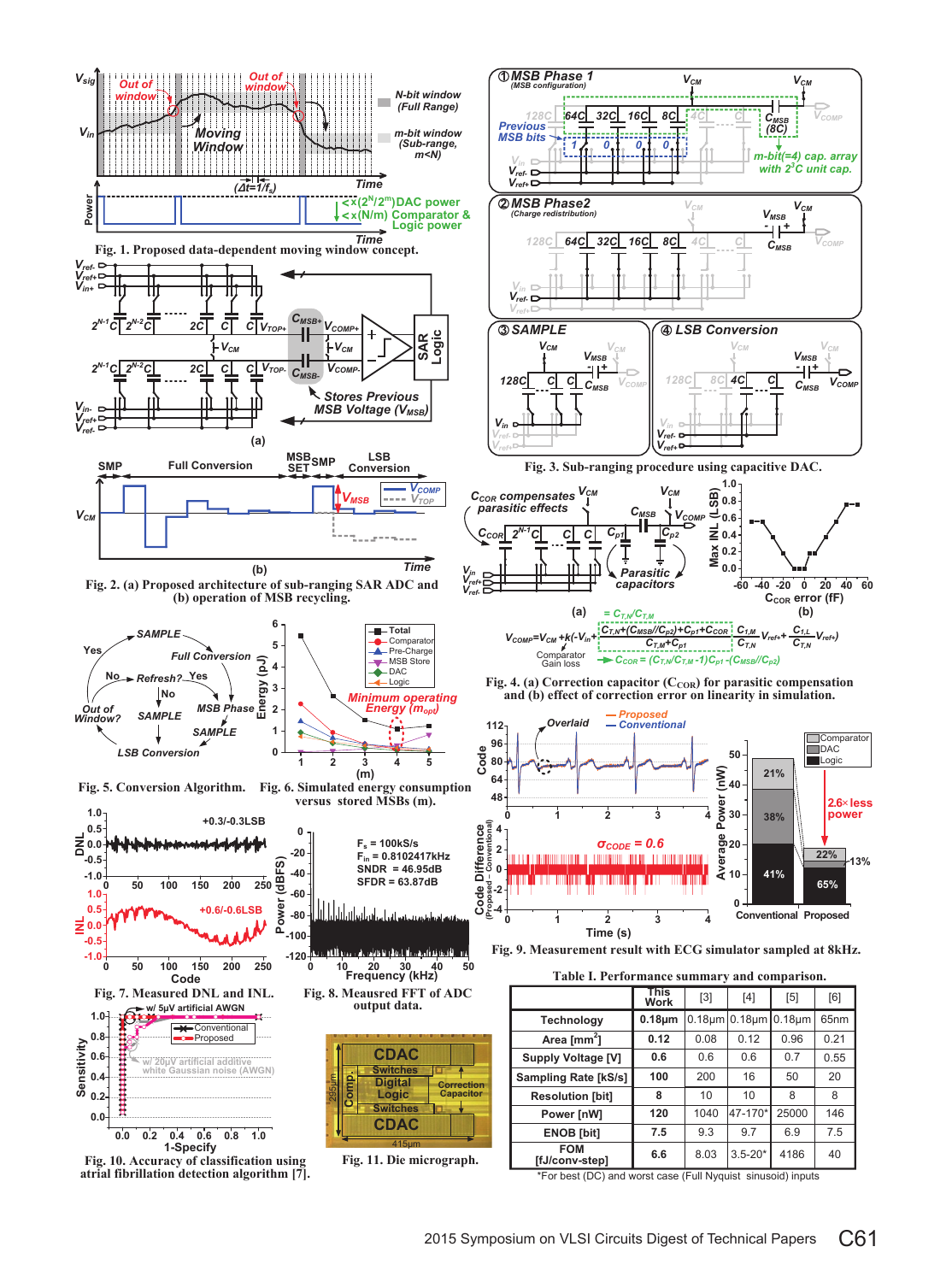Fig. 1. Proposed data-dependent moving window concept.

Fig. 2. (a) Proposed architecture of sub-ranging SAR ADC and (b) operation of MSB recycling.

Fig. 3. Sub-ranging procedure using capacitive DAC.

$$V_{COMP} = V_{CM} + k(-V_{in} + \frac{C_{T,N} + (C_{MSB}//C_{p2}) + C_{p1} + C_{COR}}{C_{T,M} + C_{p1}} \frac{C_{1,M}}{C_{T,N}} V_{ref+} + \frac{C_{1,L}}{C_{T,N}} V_{ref+})$$

$$C_{COR} = (C_{T,N}/C_{T,M} - 1)C_{p1} - (C_{MSB}//C_{p2})$$

Fig. 4. (a) Correction capacitor ($C_{COR}$) for parasitic compensation and (b) effect of correction error on linearity in simulation.

Fig. 5. Conversion Algorithm.

Fig. 6. Simulated energy consumption versus stored MSBs (m).

Fig. 7. Measured DNL and INL.

Fig. 8. Meausred FFT of ADC output data.

Fig. 9. Measurement result with ECG simulator sampled at 8kHz.

Fig. 10. Accuracy of classification using atrial fibrillation detection algorithm [7].

Fig. 11. Die micrograph.

Table I. Performance summary and comparison.

| | This Work | [3] | [4] | [5] | [6] |
|---|---|---|---|---|---|
| Technology | 0.18μm | 0.18μm | 0.18μm | 0.18μm | 65nm |
| Area [mm²] | 0.12 | 0.08 | 0.12 | 0.96 | 0.21 |
| Supply Voltage [V] | 0.6 | 0.6 | 0.6 | 0.7 | 0.55 |
| Sampling Rate [kS/s] | 100 | 200 | 16 | 50 | 20 |
| Resolution [bit] | 8 | 10 | 10 | 8 | 8 |
| Power [nW] | 120 | 1040 | 47-170* | 25000 | 146 |
| ENOB [bit] | 7.5 | 9.3 | 9.7 | 6.9 | 7.5 |
| FOM [fJ/conv-step] | 6.6 | 8.03 | 3.5-20* | 4186 | 40 |

*For best (DC) and worst case (Full Nyquist sinusoid) inputs